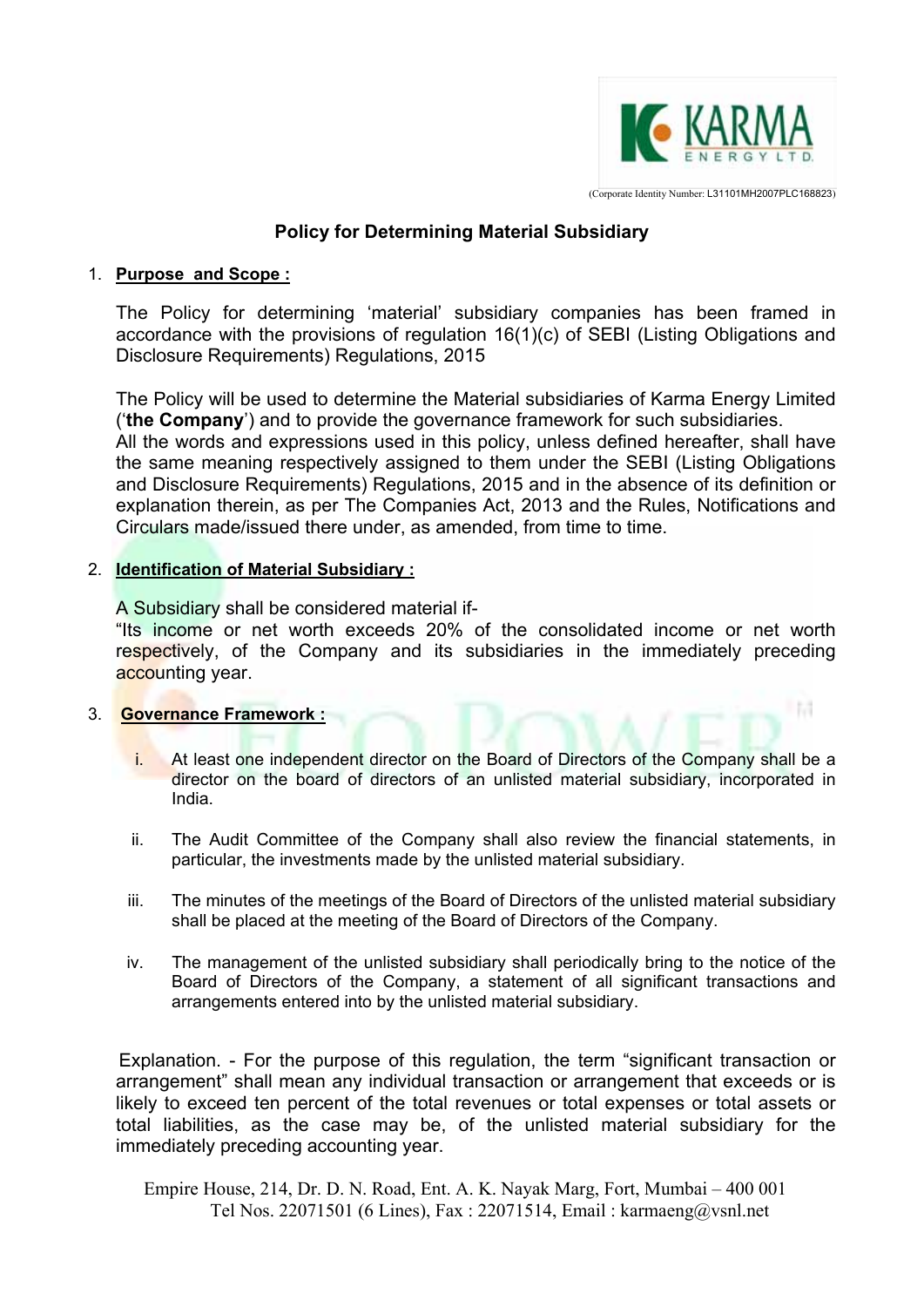KARMA ENERGY LTD.

(Corporate Identity Number: L31101MH2007PLC168823)

# Policy for Determining Material Subsidiary

1. **Purpose and Scope :**

   The Policy for determining 'material' subsidiary companies has been framed in accordance with the provisions of regulation 16(1)(c) of SEBI (Listing Obligations and Disclosure Requirements) Regulations, 2015

   The Policy will be used to determine the Material subsidiaries of Karma Energy Limited ('**the Company**') and to provide the governance framework for such subsidiaries.
   All the words and expressions used in this policy, unless defined hereafter, shall have the same meaning respectively assigned to them under the SEBI (Listing Obligations and Disclosure Requirements) Regulations, 2015 and in the absence of its definition or explanation therein, as per The Companies Act, 2013 and the Rules, Notifications and Circulars made/issued there under, as amended, from time to time.

2. **Identification of Material Subsidiary :**

   A Subsidiary shall be considered material if-
   "Its income or net worth exceeds 20% of the consolidated income or net worth respectively, of the Company and its subsidiaries in the immediately preceding accounting year.

3. **Governance Framework :**

   i. At least one independent director on the Board of Directors of the Company shall be a director on the board of directors of an unlisted material subsidiary, incorporated in India.

   ii. The Audit Committee of the Company shall also review the financial statements, in particular, the investments made by the unlisted material subsidiary.

   iii. The minutes of the meetings of the Board of Directors of the unlisted material subsidiary shall be placed at the meeting of the Board of Directors of the Company.

   iv. The management of the unlisted subsidiary shall periodically bring to the notice of the Board of Directors of the Company, a statement of all significant transactions and arrangements entered into by the unlisted material subsidiary.

   Explanation. - For the purpose of this regulation, the term "significant transaction or arrangement" shall mean any individual transaction or arrangement that exceeds or is likely to exceed ten percent of the total revenues or total expenses or total assets or total liabilities, as the case may be, of the unlisted material subsidiary for the immediately preceding accounting year.

Empire House, 214, Dr. D. N. Road, Ent. A. K. Nayak Marg, Fort, Mumbai – 400 001
Tel Nos. 22071501 (6 Lines), Fax : 22071514, Email : karmaeng@vsnl.net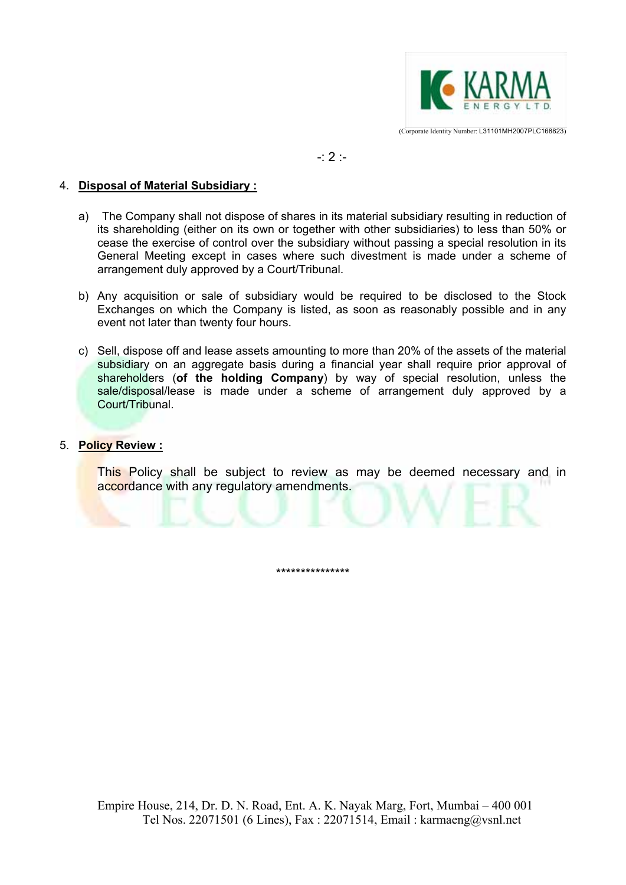## 4. **Disposal of Material Subsidiary :**

a) The Company shall not dispose of shares in its material subsidiary resulting in reduction of its shareholding (either on its own or together with other subsidiaries) to less than 50% or cease the exercise of control over the subsidiary without passing a special resolution in its General Meeting except in cases where such divestment is made under a scheme of arrangement duly approved by a Court/Tribunal.

b) Any acquisition or sale of subsidiary would be required to be disclosed to the Stock Exchanges on which the Company is listed, as soon as reasonably possible and in any event not later than twenty four hours.

c) Sell, dispose off and lease assets amounting to more than 20% of the assets of the material subsidiary on an aggregate basis during a financial year shall require prior approval of shareholders (**of the holding Company**) by way of special resolution, unless the sale/disposal/lease is made under a scheme of arrangement duly approved by a Court/Tribunal.

## 5. **Policy Review :**

This Policy shall be subject to review as may be deemed necessary and in accordance with any regulatory amendments.

***************